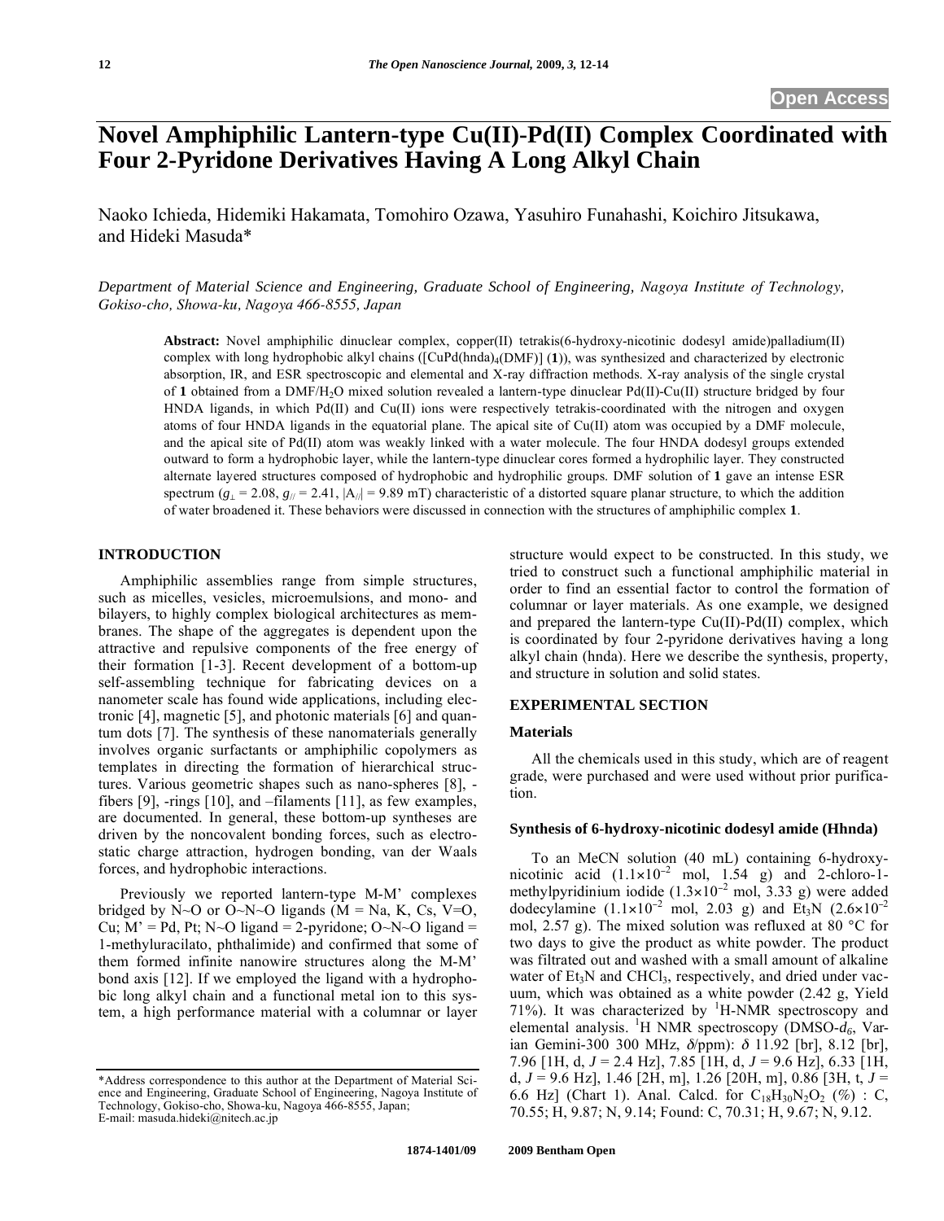# Novel Amphiphilic Lantern-type Cu(II)-Pd(II) Complex Coordinated with Four 2-Pyridone Derivatives Having A Long Alkyl Chain

Naoko Ichieda, Hidemiki Hakamata, Tomohiro Ozawa, Yasuhiro Funahashi, Koichiro Jitsukawa, and Hideki Masuda*

*Department of Material Science and Engineering, Graduate School of Engineering, Nagoya Institute of Technology, Gokiso-cho, Showa-ku, Nagoya 466-8555, Japan*

**Abstract:** Novel amphiphilic dinuclear complex, copper(II) tetrakis(6-hydroxy-nicotinic dodesyl amide)palladium(II) complex with long hydrophobic alkyl chains ([CuPd(hnda)$_4$(DMF)] (**1**)), was synthesized and characterized by electronic absorption, IR, and ESR spectroscopic and elemental and X-ray diffraction methods. X-ray analysis of the single crystal of **1** obtained from a DMF/$H_2O$ mixed solution revealed a lantern-type dinuclear Pd(II)-Cu(II) structure bridged by four HNDA ligands, in which Pd(II) and Cu(II) ions were respectively tetrakis-coordinated with the nitrogen and oxygen atoms of four HNDA ligands in the equatorial plane. The apical site of Cu(II) atom was occupied by a DMF molecule, and the apical site of Pd(II) atom was weakly linked with a water molecule. The four HNDA dodesyl groups extended outward to form a hydrophobic layer, while the lantern-type dinuclear cores formed a hydrophilic layer. They constructed alternate layered structures composed of hydrophobic and hydrophilic groups. DMF solution of **1** gave an intense ESR spectrum ($g_{\perp}$ = 2.08, $g_{//}$ = 2.41, $|A_{//}|$ = 9.89 mT) characteristic of a distorted square planar structure, to which the addition of water broadened it. These behaviors were discussed in connection with the structures of amphiphilic complex **1**.

## INTRODUCTION

Amphiphilic assemblies range from simple structures, such as micelles, vesicles, microemulsions, and mono- and bilayers, to highly complex biological architectures as membranes. The shape of the aggregates is dependent upon the attractive and repulsive components of the free energy of their formation [1-3]. Recent development of a bottom-up self-assembling technique for fabricating devices on a nanometer scale has found wide applications, including electronic [4], magnetic [5], and photonic materials [6] and quantum dots [7]. The synthesis of these nanomaterials generally involves organic surfactants or amphiphilic copolymers as templates in directing the formation of hierarchical structures. Various geometric shapes such as nano-spheres [8], -fibers [9], -rings [10], and –filaments [11], as few examples, are documented. In general, these bottom-up syntheses are driven by the noncovalent bonding forces, such as electrostatic charge attraction, hydrogen bonding, van der Waals forces, and hydrophobic interactions.

Previously we reported lantern-type M-M' complexes bridged by N~O or O~N~O ligands (M = Na, K, Cs, V=O, Cu; M' = Pd, Pt; N~O ligand = 2-pyridone; O~N~O ligand = 1-methyluracilato, phthalimide) and confirmed that some of them formed infinite nanowire structures along the M-M' bond axis [12]. If we employed the ligand with a hydrophobic long alkyl chain and a functional metal ion to this system, a high performance material with a columnar or layer structure would expect to be constructed. In this study, we tried to construct such a functional amphiphilic material in order to find an essential factor to control the formation of columnar or layer materials. As one example, we designed and prepared the lantern-type Cu(II)-Pd(II) complex, which is coordinated by four 2-pyridone derivatives having a long alkyl chain (hnda). Here we describe the synthesis, property, and structure in solution and solid states.

## EXPERIMENTAL SECTION

### Materials

All the chemicals used in this study, which are of reagent grade, were purchased and were used without prior purification.

### Synthesis of 6-hydroxy-nicotinic dodesyl amide (Hhnda)

To an MeCN solution (40 mL) containing 6-hydroxy-nicotinic acid ($1.1\times10^{-2}$ mol, 1.54 g) and 2-chloro-1-methylpyridinium iodide ($1.3\times10^{-2}$ mol, 3.33 g) were added dodecylamine ($1.1\times10^{-2}$ mol, 2.03 g) and $Et_3N$ ($2.6\times10^{-2}$ mol, 2.57 g). The mixed solution was refluxed at 80 °C for two days to give the product as white powder. The product was filtrated out and washed with a small amount of alkaline water of $Et_3N$ and $CHCl_3$, respectively, and dried under vacuum, which was obtained as a white powder (2.42 g, Yield 71%). It was characterized by $^1$H-NMR spectroscopy and elemental analysis. $^1$H NMR spectroscopy (DMSO-$d_6$, Varian Gemini-300 300 MHz, $\delta$/ppm): $\delta$ 11.92 [br], 8.12 [br], 7.96 [1H, d, $J$ = 2.4 Hz], 7.85 [1H, d, $J$ = 9.6 Hz], 6.33 [1H, d, $J$ = 9.6 Hz], 1.46 [2H, m], 1.26 [20H, m], 0.86 [3H, t, $J$ = 6.6 Hz] (Chart 1). Anal. Calcd. for $C_{18}H_{30}N_2O_2$ (%) : C, 70.55; H, 9.87; N, 9.14; Found: C, 70.31; H, 9.67; N, 9.12.

*Address correspondence to this author at the Department of Material Science and Engineering, Graduate School of Engineering, Nagoya Institute of Technology, Gokiso-cho, Showa-ku, Nagoya 466-8555, Japan;
E-mail: masuda.hideki@nitech.ac.jp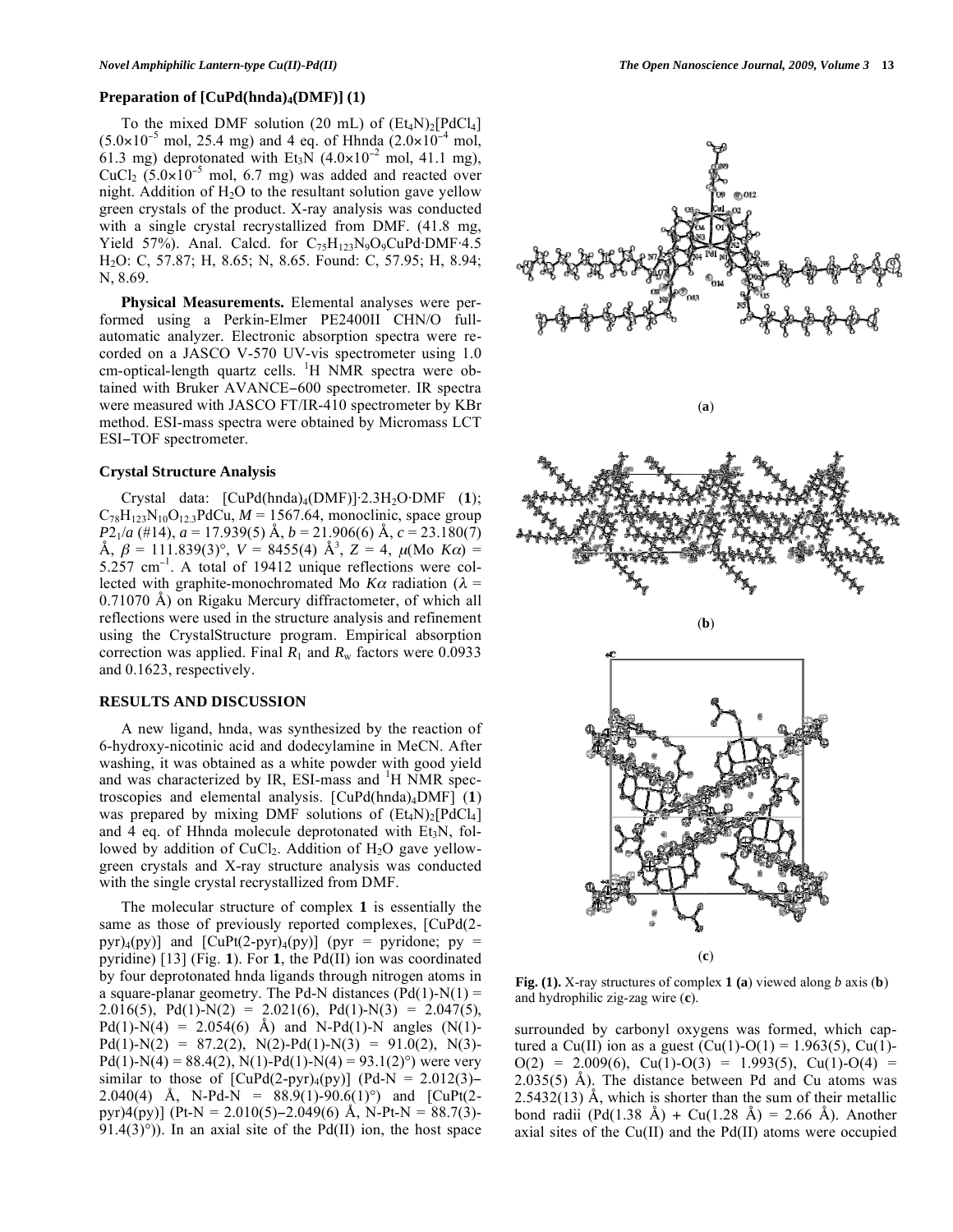### Preparation of [CuPd(hnda)$_4$(DMF)] (1)

To the mixed DMF solution (20 mL) of $(Et_4N)_2[PdCl_4]$ ($5.0\times10^{-5}$ mol, 25.4 mg) and 4 eq. of Hhnda ($2.0\times10^{-4}$ mol, 61.3 mg) deprotonated with $Et_3N$ ($4.0\times10^{-2}$ mol, 41.1 mg), $CuCl_2$ ($5.0\times10^{-5}$ mol, 6.7 mg) was added and reacted over night. Addition of $H_2O$ to the resultant solution gave yellow green crystals of the product. X-ray analysis was conducted with a single crystal recrystallized from DMF. (41.8 mg, Yield 57%). Anal. Calcd. for $C_{75}H_{123}N_9O_9CuPd\cdot DMF\cdot 4.5\ H_2O$: C, 57.87; H, 8.65; N, 8.65. Found: C, 57.95; H, 8.94; N, 8.69.

**Physical Measurements.** Elemental analyses were performed using a Perkin-Elmer PE2400II CHN/O full-automatic analyzer. Electronic absorption spectra were recorded on a JASCO V-570 UV-vis spectrometer using 1.0 cm-optical-length quartz cells. $^1$H NMR spectra were obtained with Bruker AVANCE–600 spectrometer. IR spectra were measured with JASCO FT/IR-410 spectrometer by KBr method. ESI-mass spectra were obtained by Micromass LCT ESI–TOF spectrometer.

### Crystal Structure Analysis

Crystal data: $[CuPd(hnda)_4(DMF)]\cdot 2.3H_2O\cdot DMF$ (**1**); $C_{78}H_{123}N_{10}O_{12.3}PdCu$, $M$ = 1567.64, monoclinic, space group $P2_1/a$ (#14), $a$ = 17.939(5) Å, $b$ = 21.906(6) Å, $c$ = 23.180(7) Å, $\beta$ = 111.839(3)°, $V$ = 8455(4) Å$^3$, $Z$ = 4, $\mu$(Mo $K\alpha$) = 5.257 cm$^{-1}$. A total of 19412 unique reflections were collected with graphite-monochromated Mo $K\alpha$ radiation ($\lambda$ = 0.71070 Å) on Rigaku Mercury diffractometer, of which all reflections were used in the structure analysis and refinement using the CrystalStructure program. Empirical absorption correction was applied. Final $R_1$ and $R_w$ factors were 0.0933 and 0.1623, respectively.

## RESULTS AND DISCUSSION

A new ligand, hnda, was synthesized by the reaction of 6-hydroxy-nicotinic acid and dodecylamine in MeCN. After washing, it was obtained as a white powder with good yield and was characterized by IR, ESI-mass and $^1$H NMR spectroscopies and elemental analysis. [CuPd(hnda)$_4$DMF] (**1**) was prepared by mixing DMF solutions of $(Et_4N)_2[PdCl_4]$ and 4 eq. of Hhnda molecule deprotonated with $Et_3N$, followed by addition of $CuCl_2$. Addition of $H_2O$ gave yellow-green crystals and X-ray structure analysis was conducted with the single crystal recrystallized from DMF.

The molecular structure of complex **1** is essentially the same as those of previously reported complexes, [CuPd(2-pyr)$_4$(py)] and [CuPt(2-pyr)$_4$(py)] (pyr = pyridone; py = pyridine) [13] (Fig. **1**). For **1**, the Pd(II) ion was coordinated by four deprotonated hnda ligands through nitrogen atoms in a square-planar geometry. The Pd-N distances (Pd(1)-N(1) = 2.016(5), Pd(1)-N(2) = 2.021(6), Pd(1)-N(3) = 2.047(5), Pd(1)-N(4) = 2.054(6) Å) and N-Pd(1)-N angles (N(1)-Pd(1)-N(2) = 87.2(2), N(2)-Pd(1)-N(3) = 91.0(2), N(3)-Pd(1)-N(4) = 88.4(2), N(1)-Pd(1)-N(4) = 93.1(2)°) were very similar to those of [CuPd(2-pyr)$_4$(py)] (Pd-N = 2.012(3)–2.040(4) Å, N-Pd-N = 88.9(1)-90.6(1)°) and [CuPt(2-pyr)4(py)] (Pt-N = 2.010(5)–2.049(6) Å, N-Pt-N = 88.7(3)-91.4(3)°)). In an axial site of the Pd(II) ion, the host space surrounded by carbonyl oxygens was formed, which captured a Cu(II) ion as a guest (Cu(1)-O(1) = 1.963(5), Cu(1)-O(2) = 2.009(6), Cu(1)-O(3) = 1.993(5), Cu(1)-O(4) = 2.035(5) Å). The distance between Pd and Cu atoms was 2.5432(13) Å, which is shorter than the sum of their metallic bond radii (Pd(1.38 Å) + Cu(1.28 Å) = 2.66 Å). Another axial sites of the Cu(II) and the Pd(II) atoms were occupied

**Fig. (1).** X-ray structures of complex **1** (**a**) viewed along $b$ axis (**b**) and hydrophilic zig-zag wire (**c**).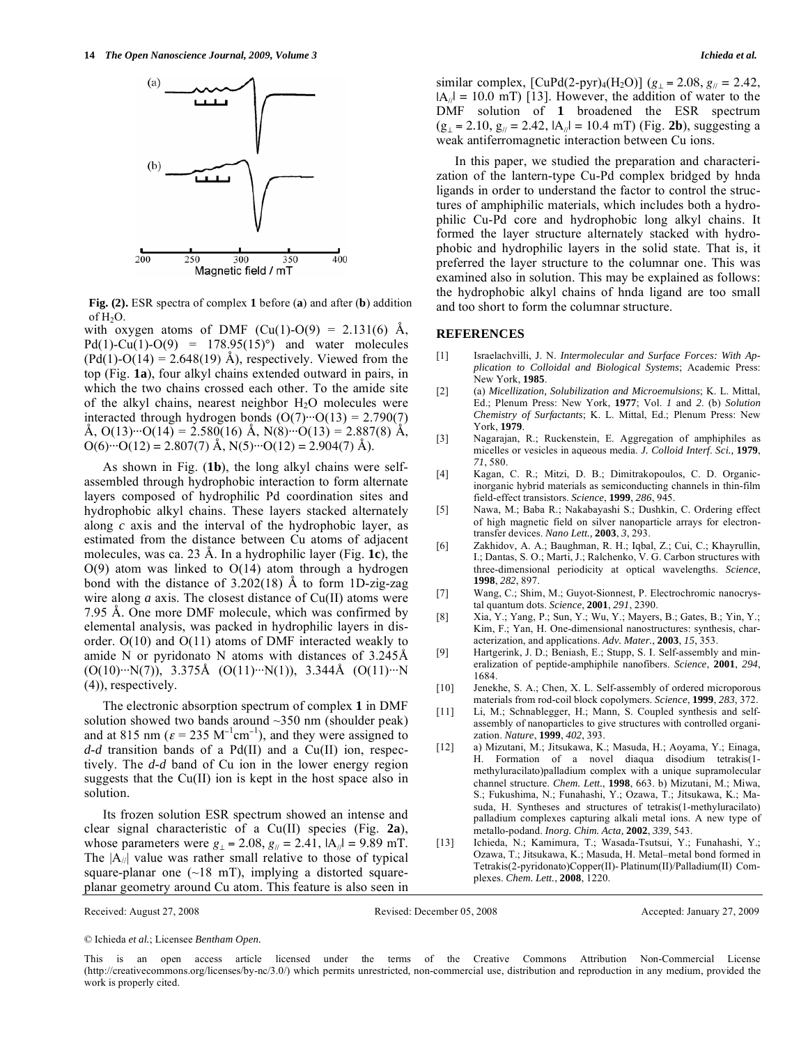(a)

(b)

200 250 300 350 400

Magnetic field / mT

**Fig. (2).** ESR spectra of complex **1** before (**a**) and after (**b**) addition of $H_2O$.

with oxygen atoms of DMF (Cu(1)-O(9) = 2.131(6) Å, Pd(1)-Cu(1)-O(9) = 178.95(15)°) and water molecules (Pd(1)-O(14) = 2.648(19) Å), respectively. Viewed from the top (Fig. **1a**), four alkyl chains extended outward in pairs, in which the two chains crossed each other. To the amide site of the alkyl chains, nearest neighbor $H_2O$ molecules were interacted through hydrogen bonds (O(7)···O(13) = 2.790(7) Å, O(13)···O(14) = 2.580(16) Å, N(8)···O(13) = 2.887(8) Å, O(6)···O(12) = 2.807(7) Å, N(5)···O(12) = 2.904(7) Å).

As shown in Fig. (**1b**), the long alkyl chains were self-assembled through hydrophobic interaction to form alternate layers composed of hydrophilic Pd coordination sites and hydrophobic alkyl chains. These layers stacked alternately along *c* axis and the interval of the hydrophobic layer, as estimated from the distance between Cu atoms of adjacent molecules, was ca. 23 Å. In a hydrophilic layer (Fig. **1c**), the O(9) atom was linked to O(14) atom through a hydrogen bond with the distance of 3.202(18) Å to form 1D-zig-zag wire along *a* axis. The closest distance of Cu(II) atoms were 7.95 Å. One more DMF molecule, which was confirmed by elemental analysis, was packed in hydrophilic layers in disorder. O(10) and O(11) atoms of DMF interacted weakly to amide N or pyridonato N atoms with distances of 3.245Å (O(10)···N(7)), 3.375Å (O(11)···N(1)), 3.344Å (O(11)···N (4)), respectively.

The electronic absorption spectrum of complex **1** in DMF solution showed two bands around ~350 nm (shoulder peak) and at 815 nm ($\varepsilon = 235\ M^{-1}cm^{-1}$), and they were assigned to *d-d* transition bands of a Pd(II) and a Cu(II) ion, respectively. The *d-d* band of Cu ion in the lower energy region suggests that the Cu(II) ion is kept in the host space also in solution.

Its frozen solution ESR spectrum showed an intense and clear signal characteristic of a Cu(II) species (Fig. **2a**), whose parameters were $g_\perp = 2.08$, $g_{//} = 2.41$, $|A_{//}| = 9.89$ mT. The $|A_{//}|$ value was rather small relative to those of typical square-planar one (~18 mT), implying a distorted square-planar geometry around Cu atom. This feature is also seen in similar complex, $[CuPd(2\text{-pyr})_4(H_2O)]$ ($g_\perp = 2.08$, $g_{//} = 2.42$, $|A_{//}| = 10.0$ mT) [13]. However, the addition of water to the DMF solution of **1** broadened the ESR spectrum ($g_\perp = 2.10$, $g_{//} = 2.42$, $|A_{//}| = 10.4$ mT) (Fig. **2b**), suggesting a weak antiferromagnetic interaction between Cu ions.

In this paper, we studied the preparation and characterization of the lantern-type Cu-Pd complex bridged by hnda ligands in order to understand the factor to control the structures of amphiphilic materials, which includes both a hydrophilic Cu-Pd core and hydrophobic long alkyl chains. It formed the layer structure alternately stacked with hydrophobic and hydrophilic layers in the solid state. That is, it preferred the layer structure to the columnar one. This was examined also in solution. This may be explained as follows: the hydrophobic alkyl chains of hnda ligand are too small and too short to form the columnar structure.

## REFERENCES

[1] Israelachvilli, J. N. *Intermolecular and Surface Forces: With Application to Colloidal and Biological Systems*; Academic Press: New York, **1985**.

[2] (a) *Micellization, Solubilization and Microemulsions*; K. L. Mittal, Ed.; Plenum Press: New York, **1977**; Vol. *1* and *2*. (b) *Solution Chemistry of Surfactants*; K. L. Mittal, Ed.; Plenum Press: New York, **1979**.

[3] Nagarajan, R.; Ruckenstein, E. Aggregation of amphiphiles as micelles or vesicles in aqueous media. *J. Colloid Interf. Sci.,* **1979**, *71*, 580.

[4] Kagan, C. R.; Mitzi, D. B.; Dimitrakopoulos, C. D. Organic-inorganic hybrid materials as semiconducting channels in thin-film field-effect transistors. *Science*, **1999**, *286*, 945.

[5] Nawa, M.; Baba R.; Nakabayashi S.; Dushkin, C. Ordering effect of high magnetic field on silver nanoparticle arrays for electron-transfer devices. *Nano Lett.,* **2003**, *3*, 293.

[6] Zakhidov, A. A.; Baughman, R. H.; Iqbal, Z.; Cui, C.; Khayrullin, I.; Dantas, S. O.; Marti, J.; Ralchenko, V. G. Carbon structures with three-dimensional periodicity at optical wavelengths. *Science*, **1998**, *282*, 897.

[7] Wang, C.; Shim, M.; Guyot-Sionnest, P. Electrochromic nanocrystal quantum dots. *Science*, **2001**, *291*, 2390.

[8] Xia, Y.; Yang, P.; Sun, Y.; Wu, Y.; Mayers, B.; Gates, B.; Yin, Y.; Kim, F.; Yan, H. One-dimensional nanostructures: synthesis, characterization, and applications. *Adv. Mater.*, **2003**, *15*, 353.

[9] Hartgerink, J. D.; Beniash, E.; Stupp, S. I. Self-assembly and mineralization of peptide-amphiphile nanofibers. *Science*, **2001**, *294*, 1684.

[10] Jenekhe, S. A.; Chen, X. L. Self-assembly of ordered microporous materials from rod-coil block copolymers. *Science*, **1999**, *283*, 372.

[11] Li, M.; Schnablegger, H.; Mann, S. Coupled synthesis and self-assembly of nanoparticles to give structures with controlled organization. *Nature*, **1999**, *402*, 393.

[12] a) Mizutani, M.; Jitsukawa, K.; Masuda, H.; Aoyama, Y.; Einaga, H. Formation of a novel diaqua disodium tetrakis(1-methyluracilato)palladium complex with a unique supramolecular channel structure. *Chem. Lett*., **1998**, 663. b) Mizutani, M.; Miwa, S.; Fukushima, N.; Funahashi, Y.; Ozawa, T.; Jitsukawa, K.; Masuda, H. Syntheses and structures of tetrakis(1-methyluracilato) palladium complexes capturing alkali metal ions. A new type of metallo-podand. *Inorg. Chim. Acta,* **2002**, *339*, 543.

[13] Ichieda, N.; Kamimura, T.; Wasada-Tsutsui, Y.; Funahashi, Y.; Ozawa, T.; Jitsukawa, K.; Masuda, H. Metal–metal bond formed in Tetrakis(2-pyridonato)Copper(II)- Platinum(II)/Palladium(II) Complexes. *Chem. Lett.*, **2008**, 1220.

Received: August 27, 2008 Revised: December 05, 2008 Accepted: January 27, 2009

© Ichieda *et al.*; Licensee *Bentham Open*.

This is an open access article licensed under the terms of the Creative Commons Attribution Non-Commercial License (http://creativecommons.org/licenses/by-nc/3.0/) which permits unrestricted, non-commercial use, distribution and reproduction in any medium, provided the work is properly cited.